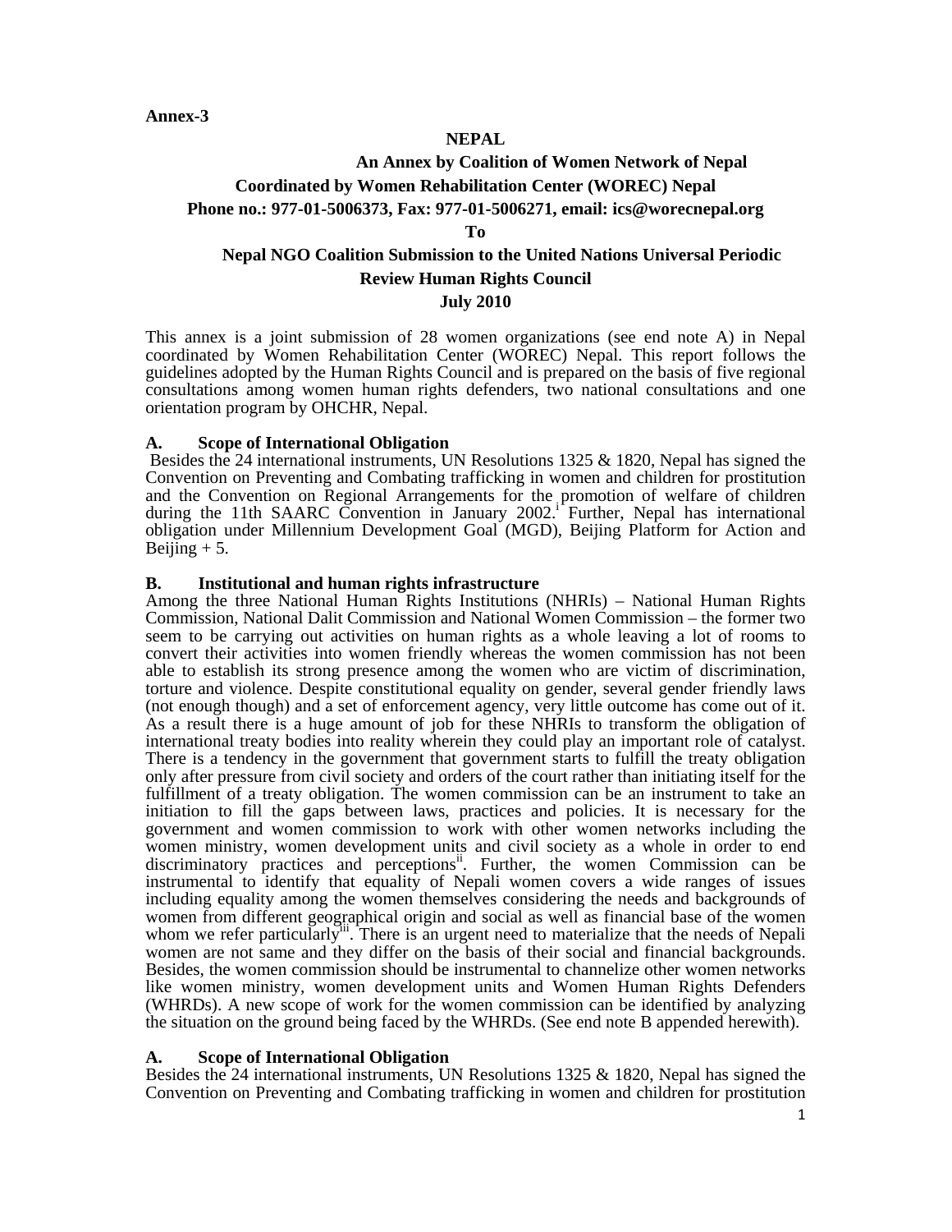**Annex-3**

**NEPAL**

**An Annex by Coalition of Women Network of Nepal**

**Coordinated by Women Rehabilitation Center (WOREC) Nepal**

**Phone no.: 977-01-5006373, Fax: 977-01-5006271, email: ics@worecnepal.org**

**To**

**Nepal NGO Coalition Submission to the United Nations Universal Periodic Review Human Rights Council**

**July 2010**

This annex is a joint submission of 28 women organizations (see end note A) in Nepal coordinated by Women Rehabilitation Center (WOREC) Nepal. This report follows the guidelines adopted by the Human Rights Council and is prepared on the basis of five regional consultations among women human rights defenders, two national consultations and one orientation program by OHCHR, Nepal.

## A. Scope of International Obligation

Besides the 24 international instruments, UN Resolutions 1325 & 1820, Nepal has signed the Convention on Preventing and Combating trafficking in women and children for prostitution and the Convention on Regional Arrangements for the promotion of welfare of children during the 11th SAARC Convention in January 2002.[i] Further, Nepal has international obligation under Millennium Development Goal (MGD), Beijing Platform for Action and Beijing + 5.

## B. Institutional and human rights infrastructure

Among the three National Human Rights Institutions (NHRIs) – National Human Rights Commission, National Dalit Commission and National Women Commission – the former two seem to be carrying out activities on human rights as a whole leaving a lot of rooms to convert their activities into women friendly whereas the women commission has not been able to establish its strong presence among the women who are victim of discrimination, torture and violence. Despite constitutional equality on gender, several gender friendly laws (not enough though) and a set of enforcement agency, very little outcome has come out of it. As a result there is a huge amount of job for these NHRIs to transform the obligation of international treaty bodies into reality wherein they could play an important role of catalyst. There is a tendency in the government that government starts to fulfill the treaty obligation only after pressure from civil society and orders of the court rather than initiating itself for the fulfillment of a treaty obligation. The women commission can be an instrument to take an initiation to fill the gaps between laws, practices and policies. It is necessary for the government and women commission to work with other women networks including the women ministry, women development units and civil society as a whole in order to end discriminatory practices and perceptions[ii]. Further, the women Commission can be instrumental to identify that equality of Nepali women covers a wide ranges of issues including equality among the women themselves considering the needs and backgrounds of women from different geographical origin and social as well as financial base of the women whom we refer particularly[iii]. There is an urgent need to materialize that the needs of Nepali women are not same and they differ on the basis of their social and financial backgrounds. Besides, the women commission should be instrumental to channelize other women networks like women ministry, women development units and Women Human Rights Defenders (WHRDs). A new scope of work for the women commission can be identified by analyzing the situation on the ground being faced by the WHRDs. (See end note B appended herewith).

## A. Scope of International Obligation

Besides the 24 international instruments, UN Resolutions 1325 & 1820, Nepal has signed the Convention on Preventing and Combating trafficking in women and children for prostitution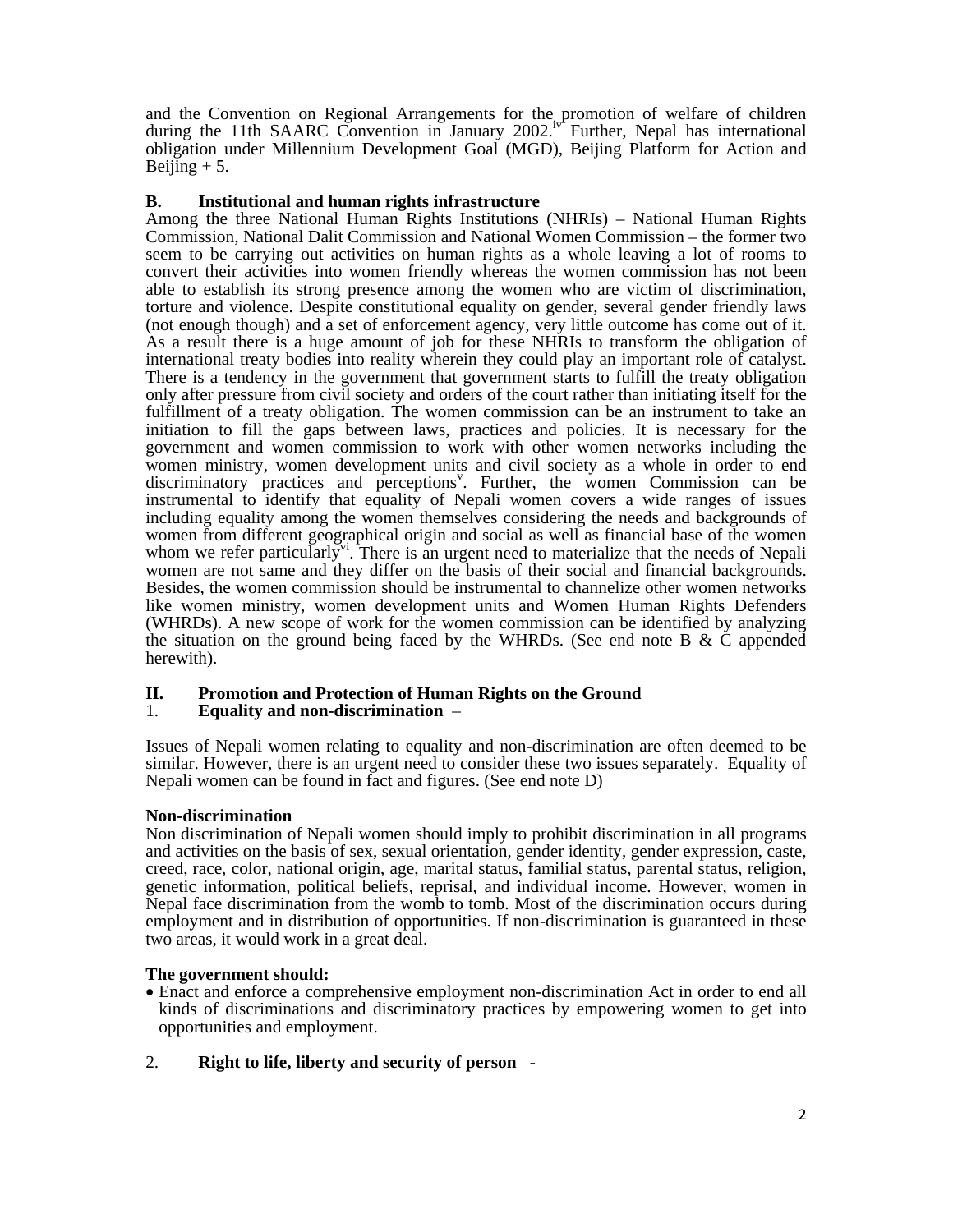and the Convention on Regional Arrangements for the promotion of welfare of children during the 11th SAARC Convention in January 2002.[iv] Further, Nepal has international obligation under Millennium Development Goal (MGD), Beijing Platform for Action and Beijing + 5.

**B. Institutional and human rights infrastructure**

Among the three National Human Rights Institutions (NHRIs) – National Human Rights Commission, National Dalit Commission and National Women Commission – the former two seem to be carrying out activities on human rights as a whole leaving a lot of rooms to convert their activities into women friendly whereas the women commission has not been able to establish its strong presence among the women who are victim of discrimination, torture and violence. Despite constitutional equality on gender, several gender friendly laws (not enough though) and a set of enforcement agency, very little outcome has come out of it. As a result there is a huge amount of job for these NHRIs to transform the obligation of international treaty bodies into reality wherein they could play an important role of catalyst. There is a tendency in the government that government starts to fulfill the treaty obligation only after pressure from civil society and orders of the court rather than initiating itself for the fulfillment of a treaty obligation. The women commission can be an instrument to take an initiation to fill the gaps between laws, practices and policies. It is necessary for the government and women commission to work with other women networks including the women ministry, women development units and civil society as a whole in order to end discriminatory practices and perceptions[v]. Further, the women Commission can be instrumental to identify that equality of Nepali women covers a wide ranges of issues including equality among the women themselves considering the needs and backgrounds of women from different geographical origin and social as well as financial base of the women whom we refer particularly[vi]. There is an urgent need to materialize that the needs of Nepali women are not same and they differ on the basis of their social and financial backgrounds. Besides, the women commission should be instrumental to channelize other women networks like women ministry, women development units and Women Human Rights Defenders (WHRDs). A new scope of work for the women commission can be identified by analyzing the situation on the ground being faced by the WHRDs. (See end note B & C appended herewith).

## II. Promotion and Protection of Human Rights on the Ground

### 1. Equality and non-discrimination –

Issues of Nepali women relating to equality and non-discrimination are often deemed to be similar. However, there is an urgent need to consider these two issues separately. Equality of Nepali women can be found in fact and figures. (See end note D)

**Non-discrimination**

Non discrimination of Nepali women should imply to prohibit discrimination in all programs and activities on the basis of sex, sexual orientation, gender identity, gender expression, caste, creed, race, color, national origin, age, marital status, familial status, parental status, religion, genetic information, political beliefs, reprisal, and individual income. However, women in Nepal face discrimination from the womb to tomb. Most of the discrimination occurs during employment and in distribution of opportunities. If non-discrimination is guaranteed in these two areas, it would work in a great deal.

**The government should:**

- Enact and enforce a comprehensive employment non-discrimination Act in order to end all kinds of discriminations and discriminatory practices by empowering women to get into opportunities and employment.

### 2. Right to life, liberty and security of person -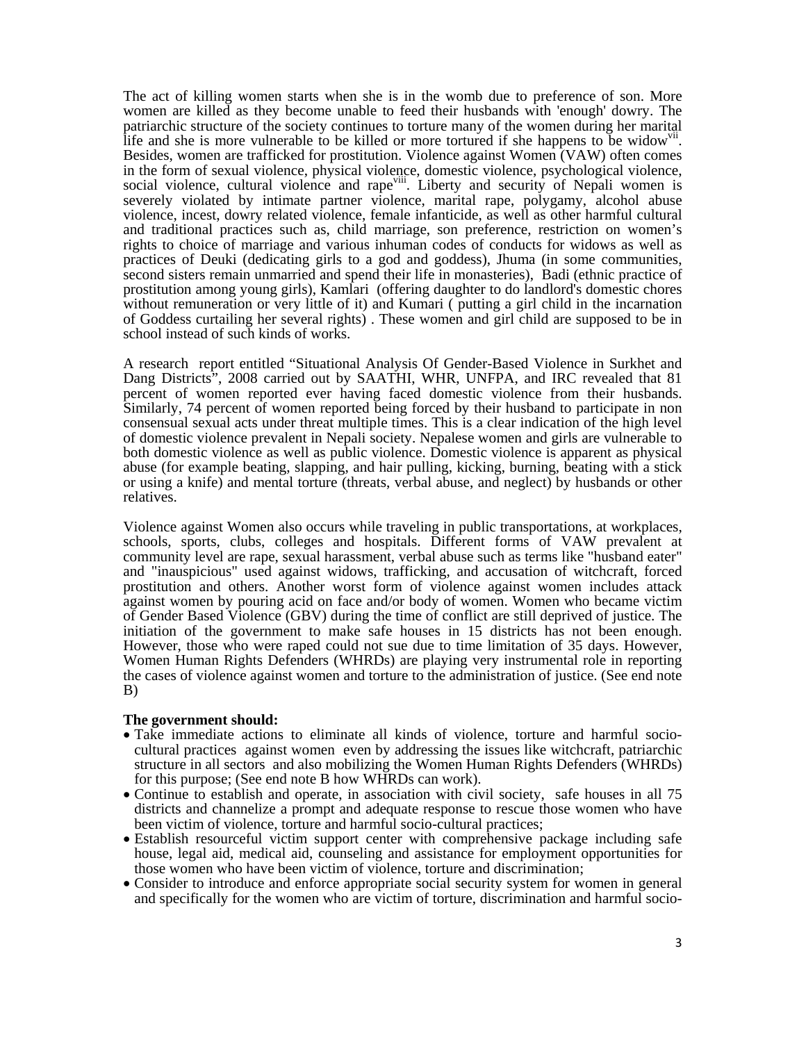The act of killing women starts when she is in the womb due to preference of son. More women are killed as they become unable to feed their husbands with 'enough' dowry. The patriarchic structure of the society continues to torture many of the women during her marital life and she is more vulnerable to be killed or more tortured if she happens to be widow[vii]. Besides, women are trafficked for prostitution. Violence against Women (VAW) often comes in the form of sexual violence, physical violence, domestic violence, psychological violence, social violence, cultural violence and rape[viii]. Liberty and security of Nepali women is severely violated by intimate partner violence, marital rape, polygamy, alcohol abuse violence, incest, dowry related violence, female infanticide, as well as other harmful cultural and traditional practices such as, child marriage, son preference, restriction on women's rights to choice of marriage and various inhuman codes of conducts for widows as well as practices of Deuki (dedicating girls to a god and goddess), Jhuma (in some communities, second sisters remain unmarried and spend their life in monasteries), Badi (ethnic practice of prostitution among young girls), Kamlari (offering daughter to do landlord's domestic chores without remuneration or very little of it) and Kumari ( putting a girl child in the incarnation of Goddess curtailing her several rights) . These women and girl child are supposed to be in school instead of such kinds of works.

A research report entitled "Situational Analysis Of Gender-Based Violence in Surkhet and Dang Districts", 2008 carried out by SAATHI, WHR, UNFPA, and IRC revealed that 81 percent of women reported ever having faced domestic violence from their husbands. Similarly, 74 percent of women reported being forced by their husband to participate in non consensual sexual acts under threat multiple times. This is a clear indication of the high level of domestic violence prevalent in Nepali society. Nepalese women and girls are vulnerable to both domestic violence as well as public violence. Domestic violence is apparent as physical abuse (for example beating, slapping, and hair pulling, kicking, burning, beating with a stick or using a knife) and mental torture (threats, verbal abuse, and neglect) by husbands or other relatives.

Violence against Women also occurs while traveling in public transportations, at workplaces, schools, sports, clubs, colleges and hospitals. Different forms of VAW prevalent at community level are rape, sexual harassment, verbal abuse such as terms like "husband eater" and "inauspicious" used against widows, trafficking, and accusation of witchcraft, forced prostitution and others. Another worst form of violence against women includes attack against women by pouring acid on face and/or body of women. Women who became victim of Gender Based Violence (GBV) during the time of conflict are still deprived of justice. The initiation of the government to make safe houses in 15 districts has not been enough. However, those who were raped could not sue due to time limitation of 35 days. However, Women Human Rights Defenders (WHRDs) are playing very instrumental role in reporting the cases of violence against women and torture to the administration of justice. (See end note B)

**The government should:**

- Take immediate actions to eliminate all kinds of violence, torture and harmful socio-cultural practices against women even by addressing the issues like witchcraft, patriarchic structure in all sectors and also mobilizing the Women Human Rights Defenders (WHRDs) for this purpose; (See end note B how WHRDs can work).
- Continue to establish and operate, in association with civil society, safe houses in all 75 districts and channelize a prompt and adequate response to rescue those women who have been victim of violence, torture and harmful socio-cultural practices;
- Establish resourceful victim support center with comprehensive package including safe house, legal aid, medical aid, counseling and assistance for employment opportunities for those women who have been victim of violence, torture and discrimination;
- Consider to introduce and enforce appropriate social security system for women in general and specifically for the women who are victim of torture, discrimination and harmful socio-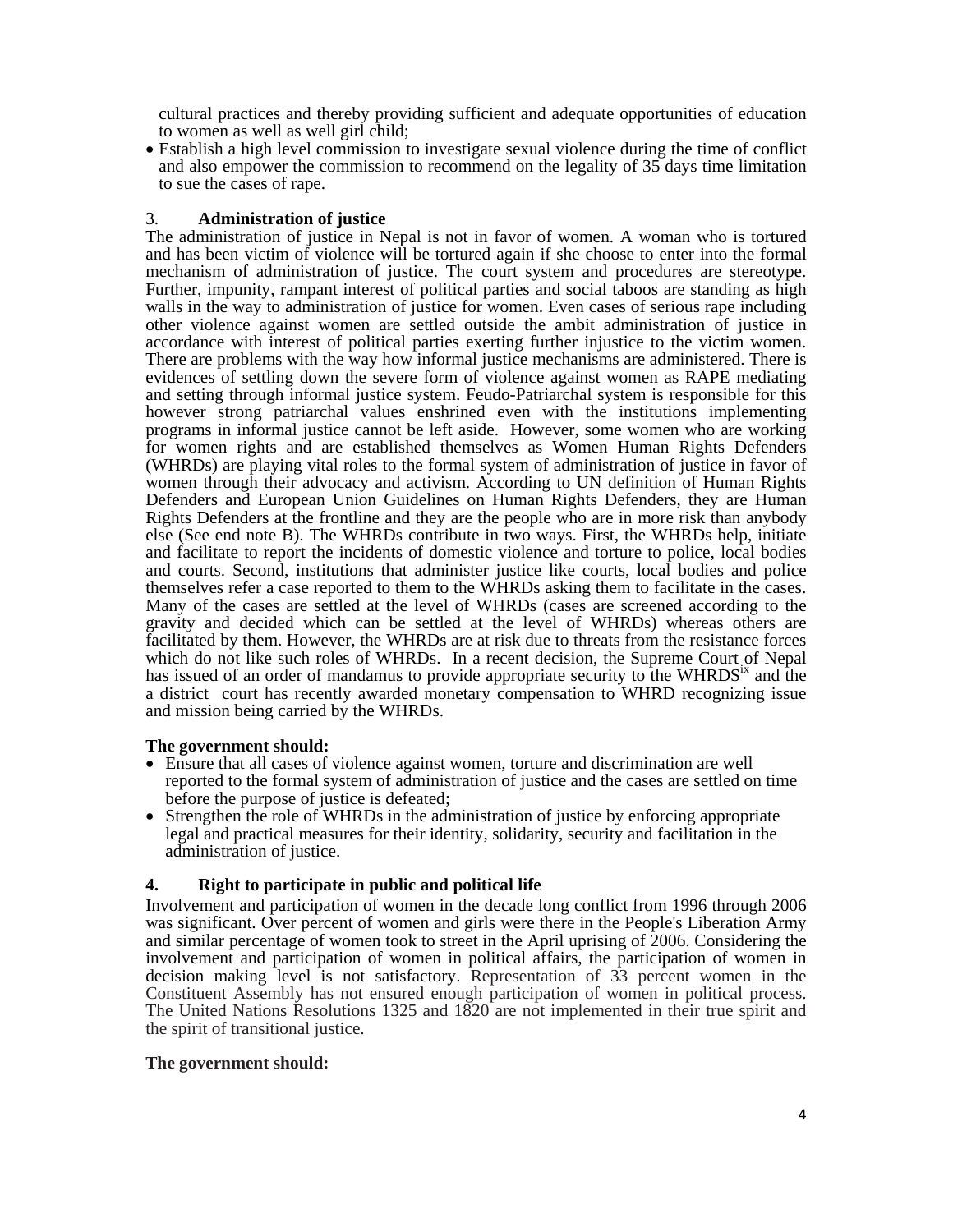cultural practices and thereby providing sufficient and adequate opportunities of education to women as well as well girl child;

- Establish a high level commission to investigate sexual violence during the time of conflict and also empower the commission to recommend on the legality of 35 days time limitation to sue the cases of rape.

### 3. Administration of justice

The administration of justice in Nepal is not in favor of women. A woman who is tortured and has been victim of violence will be tortured again if she choose to enter into the formal mechanism of administration of justice. The court system and procedures are stereotype. Further, impunity, rampant interest of political parties and social taboos are standing as high walls in the way to administration of justice for women. Even cases of serious rape including other violence against women are settled outside the ambit administration of justice in accordance with interest of political parties exerting further injustice to the victim women. There are problems with the way how informal justice mechanisms are administered. There is evidences of settling down the severe form of violence against women as RAPE mediating and setting through informal justice system. Feudo-Patriarchal system is responsible for this however strong patriarchal values enshrined even with the institutions implementing programs in informal justice cannot be left aside. However, some women who are working for women rights and are established themselves as Women Human Rights Defenders (WHRDs) are playing vital roles to the formal system of administration of justice in favor of women through their advocacy and activism. According to UN definition of Human Rights Defenders and European Union Guidelines on Human Rights Defenders, they are Human Rights Defenders at the frontline and they are the people who are in more risk than anybody else (See end note B). The WHRDs contribute in two ways. First, the WHRDs help, initiate and facilitate to report the incidents of domestic violence and torture to police, local bodies and courts. Second, institutions that administer justice like courts, local bodies and police themselves refer a case reported to them to the WHRDs asking them to facilitate in the cases. Many of the cases are settled at the level of WHRDs (cases are screened according to the gravity and decided which can be settled at the level of WHRDs) whereas others are facilitated by them. However, the WHRDs are at risk due to threats from the resistance forces which do not like such roles of WHRDs. In a recent decision, the Supreme Court of Nepal has issued of an order of mandamus to provide appropriate security to the WHRDS[ix] and the a district court has recently awarded monetary compensation to WHRD recognizing issue and mission being carried by the WHRDs.

**The government should:**

- Ensure that all cases of violence against women, torture and discrimination are well reported to the formal system of administration of justice and the cases are settled on time before the purpose of justice is defeated;
- Strengthen the role of WHRDs in the administration of justice by enforcing appropriate legal and practical measures for their identity, solidarity, security and facilitation in the administration of justice.

### 4. Right to participate in public and political life

Involvement and participation of women in the decade long conflict from 1996 through 2006 was significant. Over percent of women and girls were there in the People's Liberation Army and similar percentage of women took to street in the April uprising of 2006. Considering the involvement and participation of women in political affairs, the participation of women in decision making level is not satisfactory. Representation of 33 percent women in the Constituent Assembly has not ensured enough participation of women in political process. The United Nations Resolutions 1325 and 1820 are not implemented in their true spirit and the spirit of transitional justice.

**The government should:**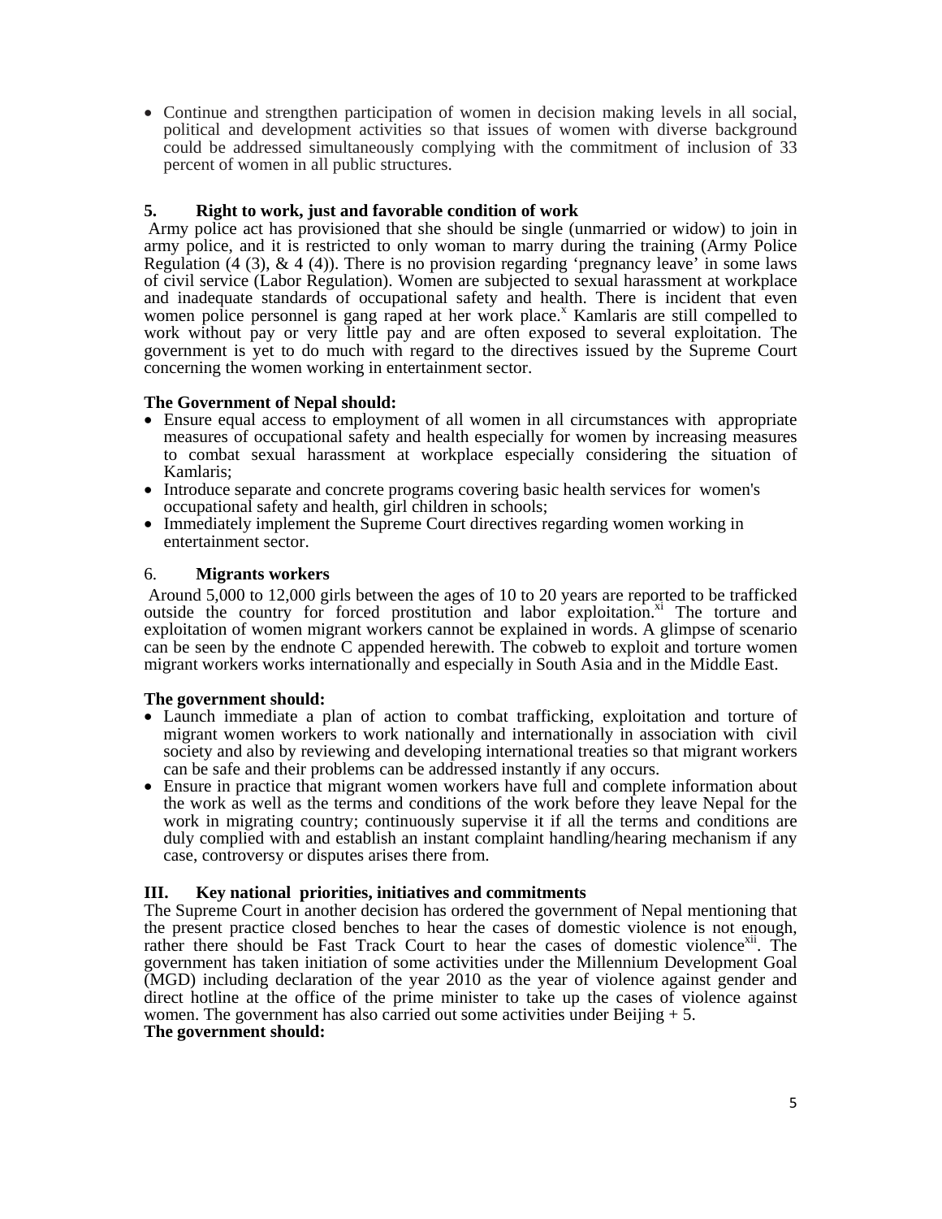- Continue and strengthen participation of women in decision making levels in all social, political and development activities so that issues of women with diverse background could be addressed simultaneously complying with the commitment of inclusion of 33 percent of women in all public structures.

### 5. Right to work, just and favorable condition of work

Army police act has provisioned that she should be single (unmarried or widow) to join in army police, and it is restricted to only woman to marry during the training (Army Police Regulation (4 (3), & 4 (4)). There is no provision regarding 'pregnancy leave' in some laws of civil service (Labor Regulation). Women are subjected to sexual harassment at workplace and inadequate standards of occupational safety and health. There is incident that even women police personnel is gang raped at her work place.[x] Kamlaris are still compelled to work without pay or very little pay and are often exposed to several exploitation. The government is yet to do much with regard to the directives issued by the Supreme Court concerning the women working in entertainment sector.

**The Government of Nepal should:**

- Ensure equal access to employment of all women in all circumstances with appropriate measures of occupational safety and health especially for women by increasing measures to combat sexual harassment at workplace especially considering the situation of Kamlaris;
- Introduce separate and concrete programs covering basic health services for women's occupational safety and health, girl children in schools;
- Immediately implement the Supreme Court directives regarding women working in entertainment sector.

### 6. Migrants workers

Around 5,000 to 12,000 girls between the ages of 10 to 20 years are reported to be trafficked outside the country for forced prostitution and labor exploitation.[xi] The torture and exploitation of women migrant workers cannot be explained in words. A glimpse of scenario can be seen by the endnote C appended herewith. The cobweb to exploit and torture women migrant workers works internationally and especially in South Asia and in the Middle East.

**The government should:**

- Launch immediate a plan of action to combat trafficking, exploitation and torture of migrant women workers to work nationally and internationally in association with civil society and also by reviewing and developing international treaties so that migrant workers can be safe and their problems can be addressed instantly if any occurs.
- Ensure in practice that migrant women workers have full and complete information about the work as well as the terms and conditions of the work before they leave Nepal for the work in migrating country; continuously supervise it if all the terms and conditions are duly complied with and establish an instant complaint handling/hearing mechanism if any case, controversy or disputes arises there from.

## III. Key national priorities, initiatives and commitments

The Supreme Court in another decision has ordered the government of Nepal mentioning that the present practice closed benches to hear the cases of domestic violence is not enough, rather there should be Fast Track Court to hear the cases of domestic violence[xii]. The government has taken initiation of some activities under the Millennium Development Goal (MGD) including declaration of the year 2010 as the year of violence against gender and direct hotline at the office of the prime minister to take up the cases of violence against women. The government has also carried out some activities under Beijing + 5.

**The government should:**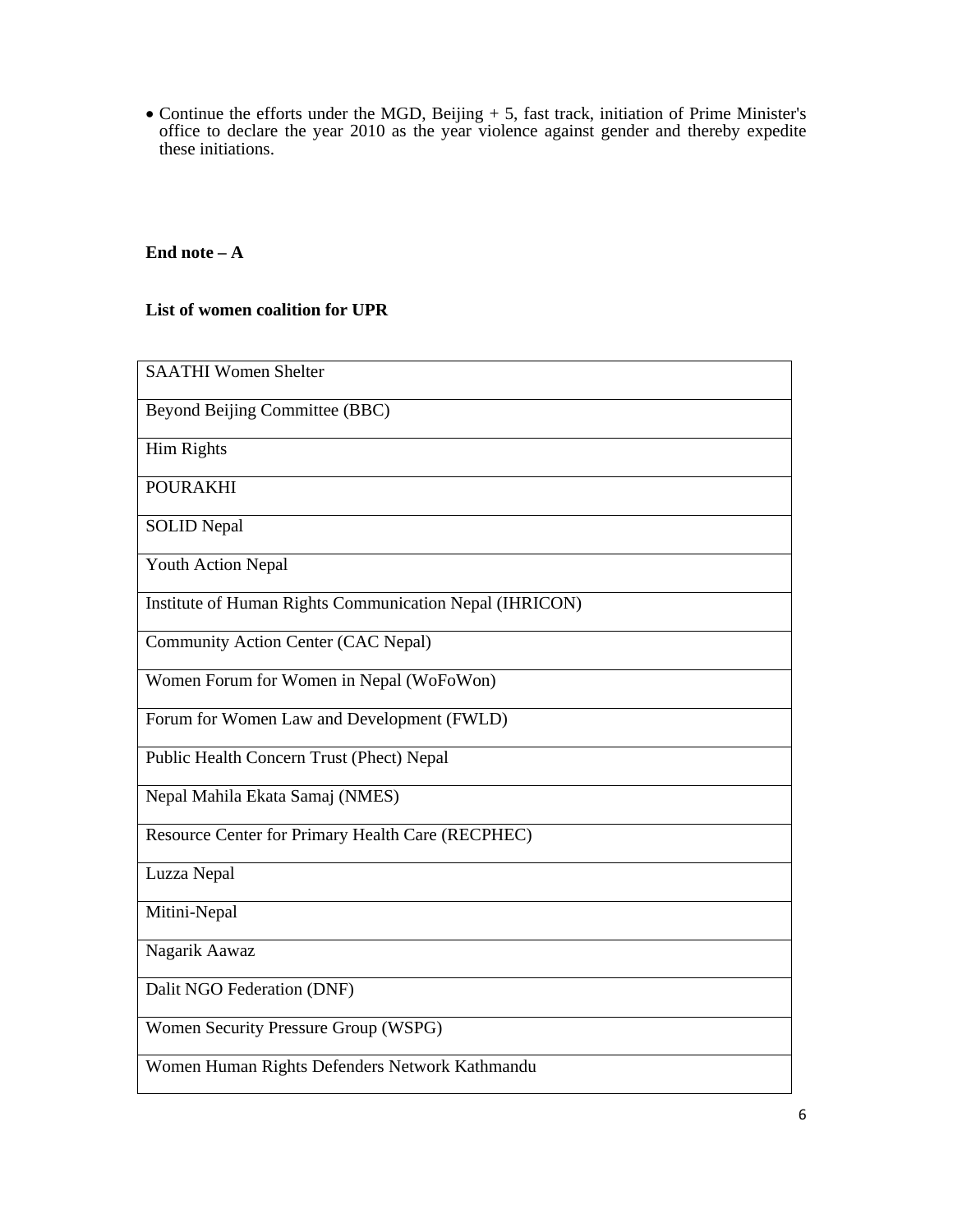- Continue the efforts under the MGD, Beijing + 5, fast track, initiation of Prime Minister's office to declare the year 2010 as the year violence against gender and thereby expedite these initiations.

**End note – A**

**List of women coalition for UPR**

| SAATHI Women Shelter |
|---|
| Beyond Beijing Committee (BBC) |
| Him Rights |
| POURAKHI |
| SOLID Nepal |
| Youth Action Nepal |
| Institute of Human Rights Communication Nepal (IHRICON) |
| Community Action Center (CAC Nepal) |
| Women Forum for Women in Nepal (WoFoWon) |
| Forum for Women Law and Development (FWLD) |
| Public Health Concern Trust (Phect) Nepal |
| Nepal Mahila Ekata Samaj (NMES) |
| Resource Center for Primary Health Care (RECPHEC) |
| Luzza Nepal |
| Mitini-Nepal |
| Nagarik Aawaz |
| Dalit NGO Federation (DNF) |
| Women Security Pressure Group (WSPG) |
| Women Human Rights Defenders Network Kathmandu |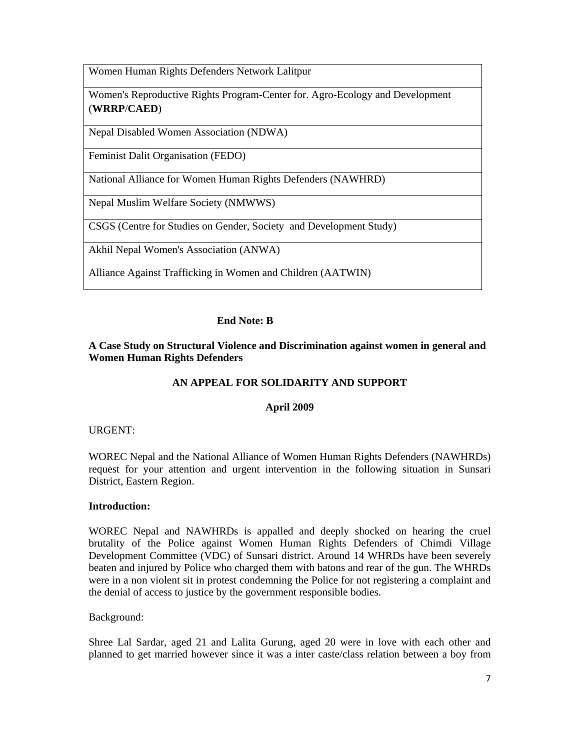| Women Human Rights Defenders Network Lalitpur |
|---|
| Women's Reproductive Rights Program-Center for. Agro-Ecology and Development (**WRRP**/**CAED**) |
| Nepal Disabled Women Association (NDWA) |
| Feminist Dalit Organisation (FEDO) |
| National Alliance for Women Human Rights Defenders (NAWHRD) |
| Nepal Muslim Welfare Society (NMWWS) |
| CSGS (Centre for Studies on Gender, Society and Development Study) |
| Akhil Nepal Women's Association (ANWA) Alliance Against Trafficking in Women and Children (AATWIN) |

**End Note: B**

**A Case Study on Structural Violence and Discrimination against women in general and Women Human Rights Defenders**

**AN APPEAL FOR SOLIDARITY AND SUPPORT**

**April 2009**

URGENT:

WOREC Nepal and the National Alliance of Women Human Rights Defenders (NAWHRDs) request for your attention and urgent intervention in the following situation in Sunsari District, Eastern Region.

**Introduction:**

WOREC Nepal and NAWHRDs is appalled and deeply shocked on hearing the cruel brutality of the Police against Women Human Rights Defenders of Chimdi Village Development Committee (VDC) of Sunsari district. Around 14 WHRDs have been severely beaten and injured by Police who charged them with batons and rear of the gun. The WHRDs were in a non violent sit in protest condemning the Police for not registering a complaint and the denial of access to justice by the government responsible bodies.

Background:

Shree Lal Sardar, aged 21 and Lalita Gurung, aged 20 were in love with each other and planned to get married however since it was a inter caste/class relation between a boy from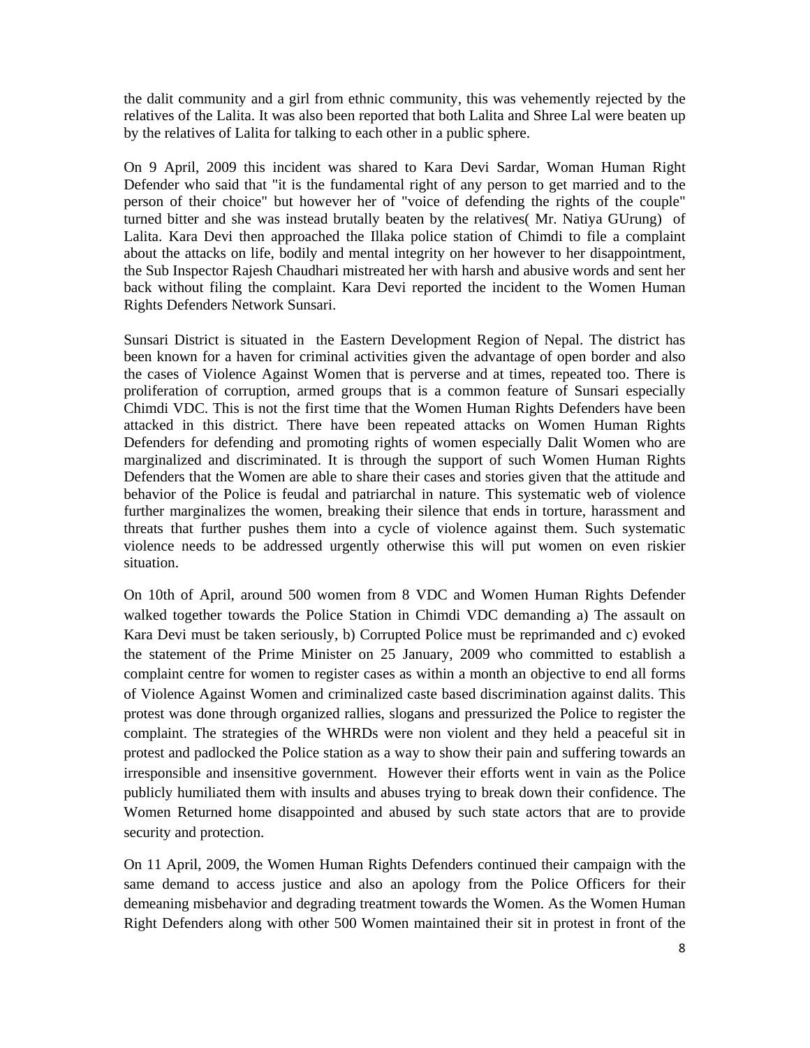the dalit community and a girl from ethnic community, this was vehemently rejected by the relatives of the Lalita. It was also been reported that both Lalita and Shree Lal were beaten up by the relatives of Lalita for talking to each other in a public sphere.

On 9 April, 2009 this incident was shared to Kara Devi Sardar, Woman Human Right Defender who said that "it is the fundamental right of any person to get married and to the person of their choice" but however her of "voice of defending the rights of the couple" turned bitter and she was instead brutally beaten by the relatives( Mr. Natiya GUrung) of Lalita. Kara Devi then approached the Illaka police station of Chimdi to file a complaint about the attacks on life, bodily and mental integrity on her however to her disappointment, the Sub Inspector Rajesh Chaudhari mistreated her with harsh and abusive words and sent her back without filing the complaint. Kara Devi reported the incident to the Women Human Rights Defenders Network Sunsari.

Sunsari District is situated in the Eastern Development Region of Nepal. The district has been known for a haven for criminal activities given the advantage of open border and also the cases of Violence Against Women that is perverse and at times, repeated too. There is proliferation of corruption, armed groups that is a common feature of Sunsari especially Chimdi VDC. This is not the first time that the Women Human Rights Defenders have been attacked in this district. There have been repeated attacks on Women Human Rights Defenders for defending and promoting rights of women especially Dalit Women who are marginalized and discriminated. It is through the support of such Women Human Rights Defenders that the Women are able to share their cases and stories given that the attitude and behavior of the Police is feudal and patriarchal in nature. This systematic web of violence further marginalizes the women, breaking their silence that ends in torture, harassment and threats that further pushes them into a cycle of violence against them. Such systematic violence needs to be addressed urgently otherwise this will put women on even riskier situation.

On 10th of April, around 500 women from 8 VDC and Women Human Rights Defender walked together towards the Police Station in Chimdi VDC demanding a) The assault on Kara Devi must be taken seriously, b) Corrupted Police must be reprimanded and c) evoked the statement of the Prime Minister on 25 January, 2009 who committed to establish a complaint centre for women to register cases as within a month an objective to end all forms of Violence Against Women and criminalized caste based discrimination against dalits. This protest was done through organized rallies, slogans and pressurized the Police to register the complaint. The strategies of the WHRDs were non violent and they held a peaceful sit in protest and padlocked the Police station as a way to show their pain and suffering towards an irresponsible and insensitive government. However their efforts went in vain as the Police publicly humiliated them with insults and abuses trying to break down their confidence. The Women Returned home disappointed and abused by such state actors that are to provide security and protection.

On 11 April, 2009, the Women Human Rights Defenders continued their campaign with the same demand to access justice and also an apology from the Police Officers for their demeaning misbehavior and degrading treatment towards the Women. As the Women Human Right Defenders along with other 500 Women maintained their sit in protest in front of the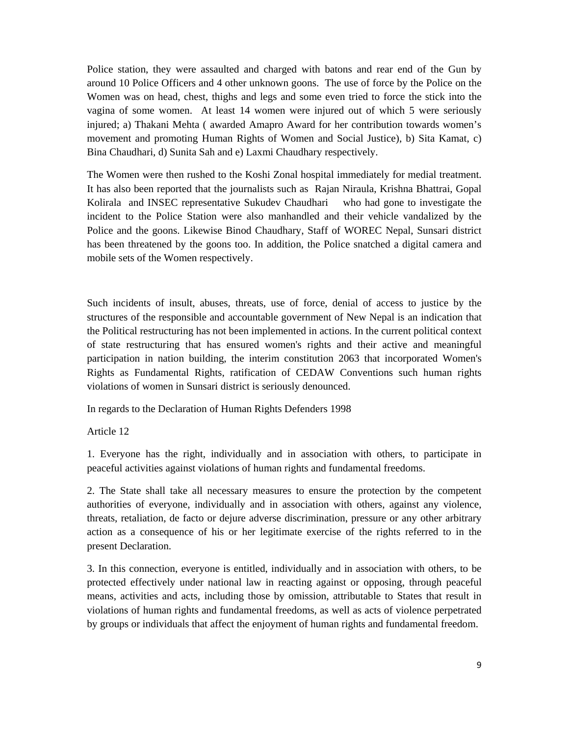Police station, they were assaulted and charged with batons and rear end of the Gun by around 10 Police Officers and 4 other unknown goons. The use of force by the Police on the Women was on head, chest, thighs and legs and some even tried to force the stick into the vagina of some women. At least 14 women were injured out of which 5 were seriously injured; a) Thakani Mehta ( awarded Amapro Award for her contribution towards women's movement and promoting Human Rights of Women and Social Justice), b) Sita Kamat, c) Bina Chaudhari, d) Sunita Sah and e) Laxmi Chaudhary respectively.

The Women were then rushed to the Koshi Zonal hospital immediately for medial treatment. It has also been reported that the journalists such as Rajan Niraula, Krishna Bhattrai, Gopal Kolirala and INSEC representative Sukudev Chaudhari who had gone to investigate the incident to the Police Station were also manhandled and their vehicle vandalized by the Police and the goons. Likewise Binod Chaudhary, Staff of WOREC Nepal, Sunsari district has been threatened by the goons too. In addition, the Police snatched a digital camera and mobile sets of the Women respectively.

Such incidents of insult, abuses, threats, use of force, denial of access to justice by the structures of the responsible and accountable government of New Nepal is an indication that the Political restructuring has not been implemented in actions. In the current political context of state restructuring that has ensured women's rights and their active and meaningful participation in nation building, the interim constitution 2063 that incorporated Women's Rights as Fundamental Rights, ratification of CEDAW Conventions such human rights violations of women in Sunsari district is seriously denounced.

In regards to the Declaration of Human Rights Defenders 1998

Article 12

1. Everyone has the right, individually and in association with others, to participate in peaceful activities against violations of human rights and fundamental freedoms.

2. The State shall take all necessary measures to ensure the protection by the competent authorities of everyone, individually and in association with others, against any violence, threats, retaliation, de facto or dejure adverse discrimination, pressure or any other arbitrary action as a consequence of his or her legitimate exercise of the rights referred to in the present Declaration.

3. In this connection, everyone is entitled, individually and in association with others, to be protected effectively under national law in reacting against or opposing, through peaceful means, activities and acts, including those by omission, attributable to States that result in violations of human rights and fundamental freedoms, as well as acts of violence perpetrated by groups or individuals that affect the enjoyment of human rights and fundamental freedom.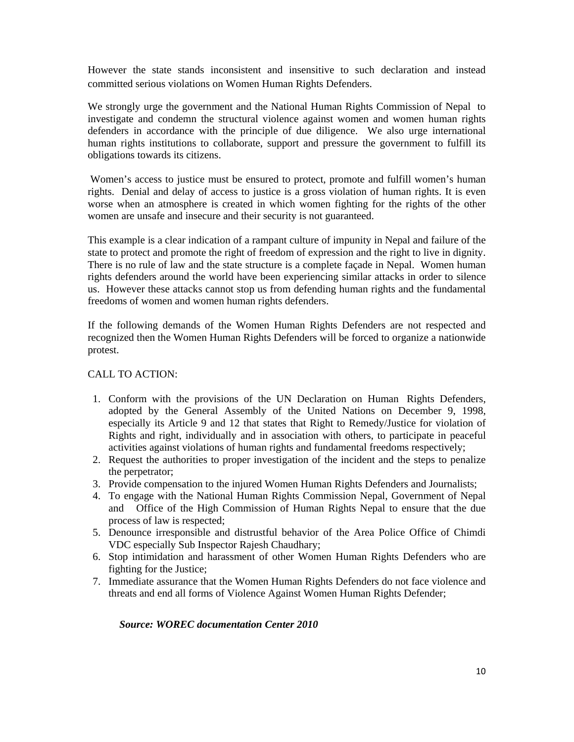However the state stands inconsistent and insensitive to such declaration and instead committed serious violations on Women Human Rights Defenders.

We strongly urge the government and the National Human Rights Commission of Nepal to investigate and condemn the structural violence against women and women human rights defenders in accordance with the principle of due diligence. We also urge international human rights institutions to collaborate, support and pressure the government to fulfill its obligations towards its citizens.

Women's access to justice must be ensured to protect, promote and fulfill women's human rights. Denial and delay of access to justice is a gross violation of human rights. It is even worse when an atmosphere is created in which women fighting for the rights of the other women are unsafe and insecure and their security is not guaranteed.

This example is a clear indication of a rampant culture of impunity in Nepal and failure of the state to protect and promote the right of freedom of expression and the right to live in dignity. There is no rule of law and the state structure is a complete façade in Nepal. Women human rights defenders around the world have been experiencing similar attacks in order to silence us. However these attacks cannot stop us from defending human rights and the fundamental freedoms of women and women human rights defenders.

If the following demands of the Women Human Rights Defenders are not respected and recognized then the Women Human Rights Defenders will be forced to organize a nationwide protest.

CALL TO ACTION:

1. Conform with the provisions of the UN Declaration on Human Rights Defenders, adopted by the General Assembly of the United Nations on December 9, 1998, especially its Article 9 and 12 that states that Right to Remedy/Justice for violation of Rights and right, individually and in association with others, to participate in peaceful activities against violations of human rights and fundamental freedoms respectively;
2. Request the authorities to proper investigation of the incident and the steps to penalize the perpetrator;
3. Provide compensation to the injured Women Human Rights Defenders and Journalists;
4. To engage with the National Human Rights Commission Nepal, Government of Nepal and Office of the High Commission of Human Rights Nepal to ensure that the due process of law is respected;
5. Denounce irresponsible and distrustful behavior of the Area Police Office of Chimdi VDC especially Sub Inspector Rajesh Chaudhary;
6. Stop intimidation and harassment of other Women Human Rights Defenders who are fighting for the Justice;
7. Immediate assurance that the Women Human Rights Defenders do not face violence and threats and end all forms of Violence Against Women Human Rights Defender;

***Source: WOREC documentation Center 2010***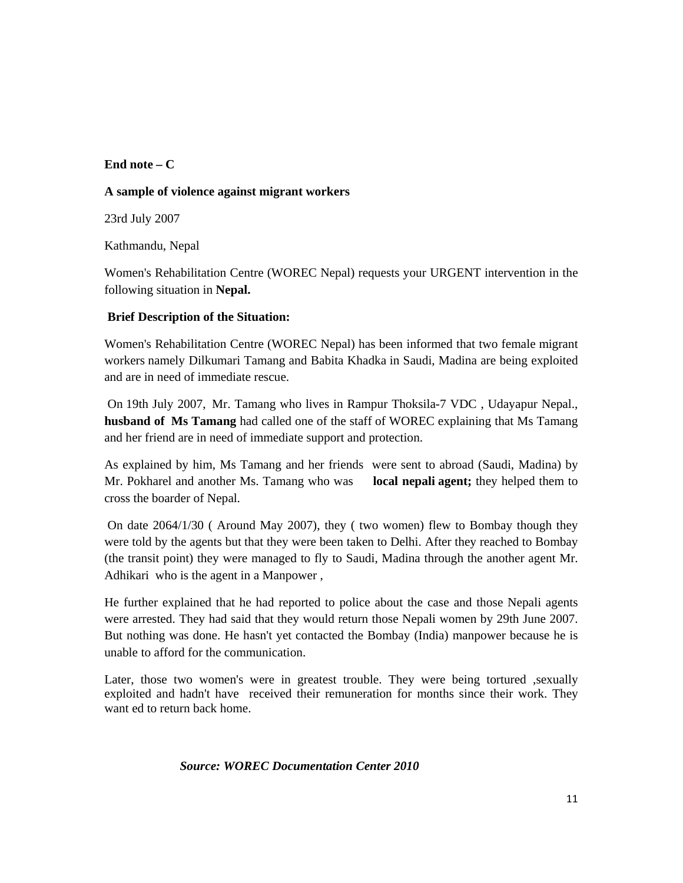**End note – C**

**A sample of violence against migrant workers**

23rd July 2007

Kathmandu, Nepal

Women's Rehabilitation Centre (WOREC Nepal) requests your URGENT intervention in the following situation in **Nepal.**

**Brief Description of the Situation:**

Women's Rehabilitation Centre (WOREC Nepal) has been informed that two female migrant workers namely Dilkumari Tamang and Babita Khadka in Saudi, Madina are being exploited and are in need of immediate rescue.

On 19th July 2007, Mr. Tamang who lives in Rampur Thoksila-7 VDC , Udayapur Nepal., **husband of Ms Tamang** had called one of the staff of WOREC explaining that Ms Tamang and her friend are in need of immediate support and protection.

As explained by him, Ms Tamang and her friends were sent to abroad (Saudi, Madina) by Mr. Pokharel and another Ms. Tamang who was **local nepali agent;** they helped them to cross the boarder of Nepal.

On date 2064/1/30 ( Around May 2007), they ( two women) flew to Bombay though they were told by the agents but that they were been taken to Delhi. After they reached to Bombay (the transit point) they were managed to fly to Saudi, Madina through the another agent Mr. Adhikari who is the agent in a Manpower ,

He further explained that he had reported to police about the case and those Nepali agents were arrested. They had said that they would return those Nepali women by 29th June 2007. But nothing was done. He hasn't yet contacted the Bombay (India) manpower because he is unable to afford for the communication.

Later, those two women's were in greatest trouble. They were being tortured ,sexually exploited and hadn't have received their remuneration for months since their work. They want ed to return back home.

***Source: WOREC Documentation Center 2010***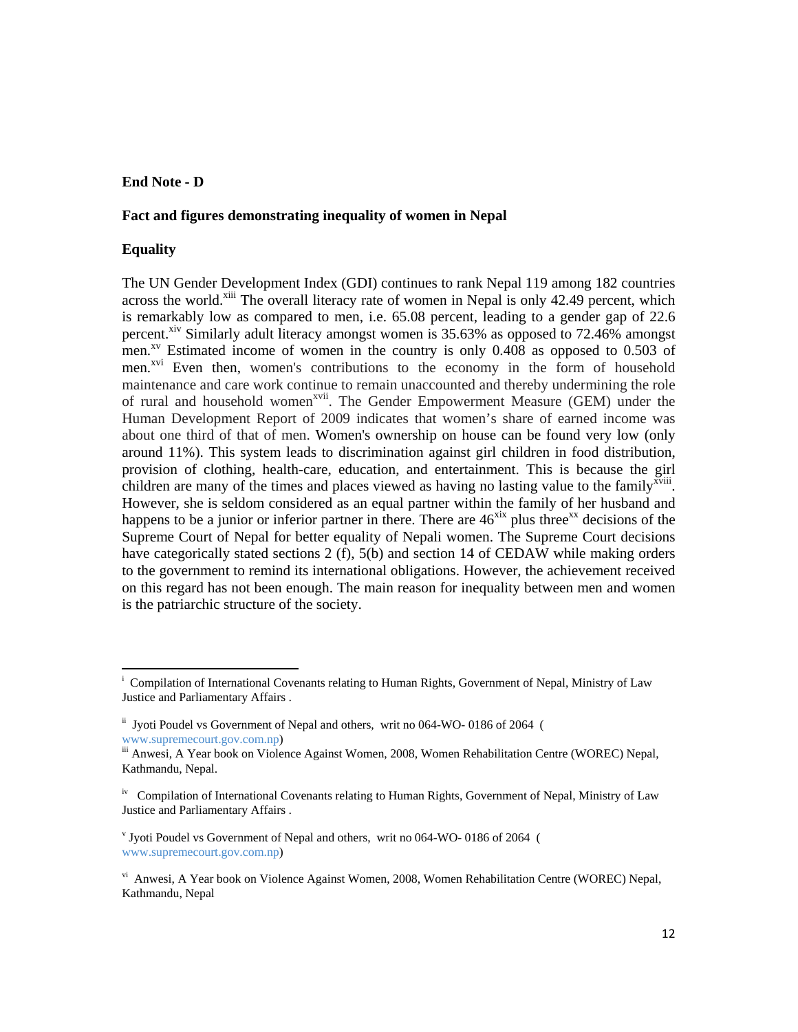**End Note - D**

**Fact and figures demonstrating inequality of women in Nepal**

**Equality**

The UN Gender Development Index (GDI) continues to rank Nepal 119 among 182 countries across the world.[xiii] The overall literacy rate of women in Nepal is only 42.49 percent, which is remarkably low as compared to men, i.e. 65.08 percent, leading to a gender gap of 22.6 percent.[xiv] Similarly adult literacy amongst women is 35.63% as opposed to 72.46% amongst men.[xv] Estimated income of women in the country is only 0.408 as opposed to 0.503 of men.[xvi] Even then, women's contributions to the economy in the form of household maintenance and care work continue to remain unaccounted and thereby undermining the role of rural and household women[xvii]. The Gender Empowerment Measure (GEM) under the Human Development Report of 2009 indicates that women's share of earned income was about one third of that of men. Women's ownership on house can be found very low (only around 11%). This system leads to discrimination against girl children in food distribution, provision of clothing, health-care, education, and entertainment. This is because the girl children are many of the times and places viewed as having no lasting value to the family[xviii]. However, she is seldom considered as an equal partner within the family of her husband and happens to be a junior or inferior partner in there. There are 46[xix] plus three[xx] decisions of the Supreme Court of Nepal for better equality of Nepali women. The Supreme Court decisions have categorically stated sections 2 (f), 5(b) and section 14 of CEDAW while making orders to the government to remind its international obligations. However, the achievement received on this regard has not been enough. The main reason for inequality between men and women is the patriarchic structure of the society.

---

[i] Compilation of International Covenants relating to Human Rights, Government of Nepal, Ministry of Law Justice and Parliamentary Affairs .

[ii] Jyoti Poudel vs Government of Nepal and others, writ no 064-WO- 0186 of 2064 ( www.supremecourt.gov.com.np)

[iii] Anwesi, A Year book on Violence Against Women, 2008, Women Rehabilitation Centre (WOREC) Nepal, Kathmandu, Nepal.

[iv] Compilation of International Covenants relating to Human Rights, Government of Nepal, Ministry of Law Justice and Parliamentary Affairs .

[v] Jyoti Poudel vs Government of Nepal and others, writ no 064-WO- 0186 of 2064 ( www.supremecourt.gov.com.np)

[vi] Anwesi, A Year book on Violence Against Women, 2008, Women Rehabilitation Centre (WOREC) Nepal, Kathmandu, Nepal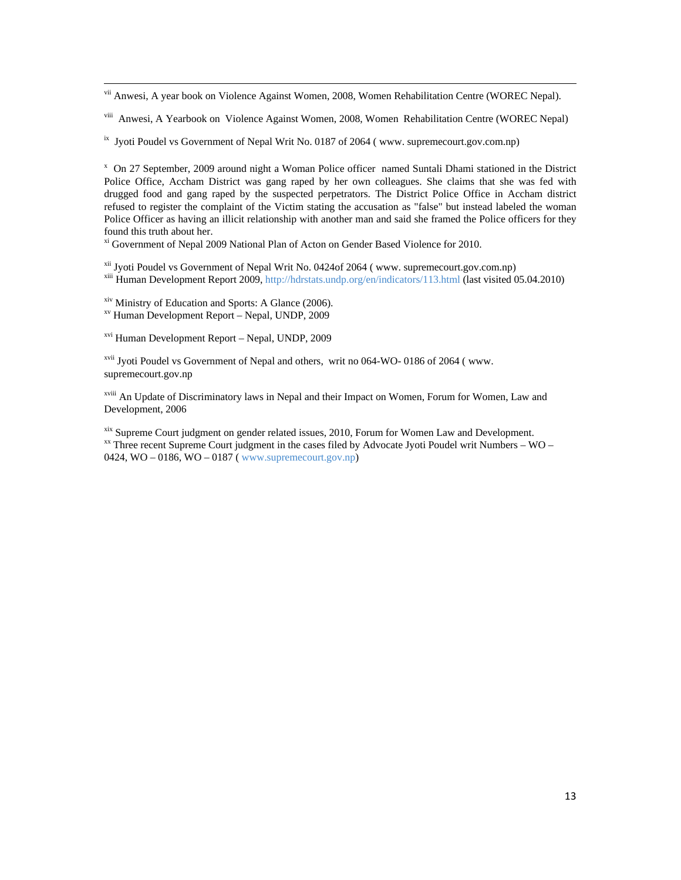[vii] Anwesi, A year book on Violence Against Women, 2008, Women Rehabilitation Centre (WOREC Nepal).

[viii] Anwesi, A Yearbook on Violence Against Women, 2008, Women Rehabilitation Centre (WOREC Nepal)

[ix] Jyoti Poudel vs Government of Nepal Writ No. 0187 of 2064 ( www. supremecourt.gov.com.np)

[x] On 27 September, 2009 around night a Woman Police officer named Suntali Dhami stationed in the District Police Office, Accham District was gang raped by her own colleagues. She claims that she was fed with drugged food and gang raped by the suspected perpetrators. The District Police Office in Accham district refused to register the complaint of the Victim stating the accusation as "false" but instead labeled the woman Police Officer as having an illicit relationship with another man and said she framed the Police officers for they found this truth about her.

[xi] Government of Nepal 2009 National Plan of Acton on Gender Based Violence for 2010.

[xii] Jyoti Poudel vs Government of Nepal Writ No. 0424of 2064 ( www. supremecourt.gov.com.np)

[xiii] Human Development Report 2009, http://hdrstats.undp.org/en/indicators/113.html (last visited 05.04.2010)

[xiv] Ministry of Education and Sports: A Glance (2006).

[xv] Human Development Report – Nepal, UNDP, 2009

[xvi] Human Development Report – Nepal, UNDP, 2009

[xvii] Jyoti Poudel vs Government of Nepal and others, writ no 064-WO- 0186 of 2064 ( www. supremecourt.gov.np

[xviii] An Update of Discriminatory laws in Nepal and their Impact on Women, Forum for Women, Law and Development, 2006

[xix] Supreme Court judgment on gender related issues, 2010, Forum for Women Law and Development.

[xx] Three recent Supreme Court judgment in the cases filed by Advocate Jyoti Poudel writ Numbers – WO – 0424, WO – 0186, WO – 0187 ( www.supremecourt.gov.np)